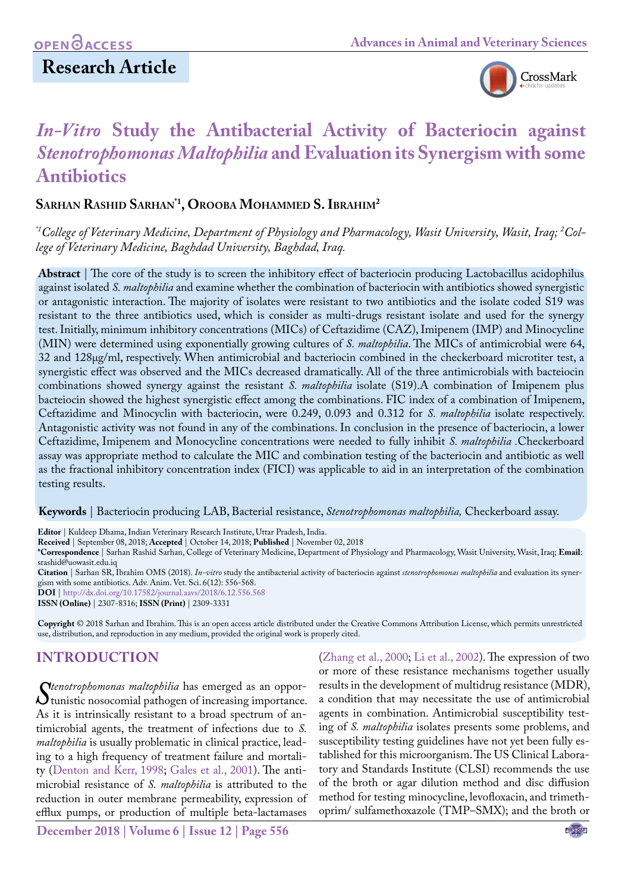OPEN ACCESS

## Research Article

# *In-Vitro* Study the Antibacterial Activity of Bacteriocin against *Stenotrophomonas Maltophilia* and Evaluation its Synergism with some Antibiotics

**Sarhan Rashid Sarhan*[1], Orooba Mohammed S. Ibrahim[2]**

*[*1]College of Veterinary Medicine, Department of Physiology and Pharmacology, Wasit University, Wasit, Iraq; [2]College of Veterinary Medicine, Baghdad University, Baghdad, Iraq.*

**Abstract** | The core of the study is to screen the inhibitory effect of bacteriocin producing Lactobacillus acidophilus against isolated *S. maltophilia* and examine whether the combination of bacteriocin with antibiotics showed synergistic or antagonistic interaction. The majority of isolates were resistant to two antibiotics and the isolate coded S19 was resistant to the three antibiotics used, which is consider as multi-drugs resistant isolate and used for the synergy test. Initially, minimum inhibitory concentrations (MICs) of Ceftazidime (CAZ), Imipenem (IMP) and Minocycline (MIN) were determined using exponentially growing cultures of *S. maltophilia*. The MICs of antimicrobial were 64, 32 and 128μg/ml, respectively. When antimicrobial and bacteriocin combined in the checkerboard microtiter test, a synergistic effect was observed and the MICs decreased dramatically. All of the three antimicrobials with bacteiocin combinations showed synergy against the resistant *S. maltophilia* isolate (S19).A combination of Imipenem plus bacteiocin showed the highest synergistic effect among the combinations. FIC index of a combination of Imipenem, Ceftazidime and Minocyclin with bacteriocin, were 0.249, 0.093 and 0.312 for *S. maltophilia* isolate respectively. Antagonistic activity was not found in any of the combinations. In conclusion in the presence of bacteriocin, a lower Ceftazidime, Imipenem and Monocycline concentrations were needed to fully inhibit *S. maltophilia* .Checkerboard assay was appropriate method to calculate the MIC and combination testing of the bacteriocin and antibiotic as well as the fractional inhibitory concentration index (FICI) was applicable to aid in an interpretation of the combination testing results.

**Keywords** | Bacteriocin producing LAB, Bacterial resistance, *Stenotrophomonas maltophilia,* Checkerboard assay.

**Editor** | Kuldeep Dhama, Indian Veterinary Research Institute, Uttar Pradesh, India.
**Received** | September 08, 2018; **Accepted** | October 14, 2018; **Published** | November 02, 2018
***Correspondence** | Sarhan Rashid Sarhan, College of Veterinary Medicine, Department of Physiology and Pharmacology, Wasit University, Wasit, Iraq; **Email**: srashid@uowasit.edu.iq
**Citation** | Sarhan SR, Ibrahim OMS (2018). *In–vitro* study the antibacterial activity of bacteriocin against *stenotrophomonas maltophilia* and evaluation its synergism with some antibiotics. Adv. Anim. Vet. Sci. 6(12): 556-568.
**DOI** | http://dx.doi.org/10.17582/journal.aavs/2018/6.12.556.568
**ISSN (Online)** | 2307-8316; **ISSN (Print)** | 2309-3331

**Copyright** © 2018 Sarhan and Ibrahim. This is an open access article distributed under the Creative Commons Attribution License, which permits unrestricted use, distribution, and reproduction in any medium, provided the original work is properly cited.

## INTRODUCTION

*Stenotrophomonas maltophilia* has emerged as an opportunistic nosocomial pathogen of increasing importance. As it is intrinsically resistant to a broad spectrum of antimicrobial agents, the treatment of infections due to *S. maltophilia* is usually problematic in clinical practice, leading to a high frequency of treatment failure and mortality (Denton and Kerr, 1998; Gales et al., 2001). The antimicrobial resistance of *S. maltophilia* is attributed to the reduction in outer membrane permeability, expression of efflux pumps, or production of multiple beta-lactamases (Zhang et al., 2000; Li et al., 2002). The expression of two or more of these resistance mechanisms together usually results in the development of multidrug resistance (MDR), a condition that may necessitate the use of antimicrobial agents in combination. Antimicrobial susceptibility testing of *S. maltophilia* isolates presents some problems, and susceptibility testing guidelines have not yet been fully established for this microorganism. The US Clinical Laboratory and Standards Institute (CLSI) recommends the use of the broth or agar dilution method and disc diffusion method for testing minocycline, levofloxacin, and trimethoprim/ sulfamethoxazole (TMP–SMX); and the broth or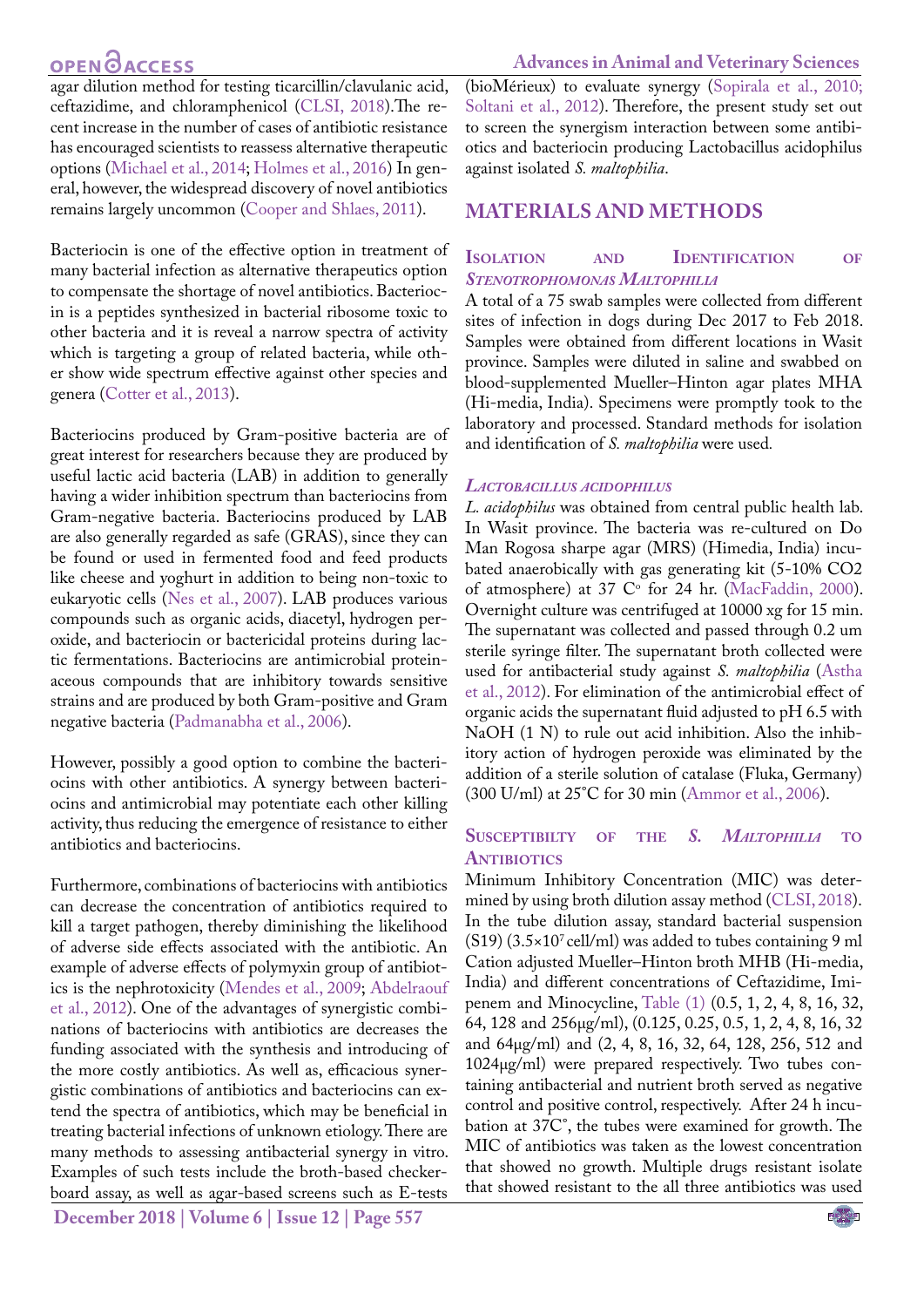agar dilution method for testing ticarcillin/clavulanic acid, ceftazidime, and chloramphenicol (CLSI, 2018).The recent increase in the number of cases of antibiotic resistance has encouraged scientists to reassess alternative therapeutic options (Michael et al., 2014; Holmes et al., 2016) In general, however, the widespread discovery of novel antibiotics remains largely uncommon (Cooper and Shlaes, 2011).

Bacteriocin is one of the effective option in treatment of many bacterial infection as alternative therapeutics option to compensate the shortage of novel antibiotics. Bacteriocin is a peptides synthesized in bacterial ribosome toxic to other bacteria and it is reveal a narrow spectra of activity which is targeting a group of related bacteria, while other show wide spectrum effective against other species and genera (Cotter et al., 2013).

Bacteriocins produced by Gram-positive bacteria are of great interest for researchers because they are produced by useful lactic acid bacteria (LAB) in addition to generally having a wider inhibition spectrum than bacteriocins from Gram-negative bacteria. Bacteriocins produced by LAB are also generally regarded as safe (GRAS), since they can be found or used in fermented food and feed products like cheese and yoghurt in addition to being non-toxic to eukaryotic cells (Nes et al., 2007). LAB produces various compounds such as organic acids, diacetyl, hydrogen peroxide, and bacteriocin or bactericidal proteins during lactic fermentations. Bacteriocins are antimicrobial proteinaceous compounds that are inhibitory towards sensitive strains and are produced by both Gram-positive and Gram negative bacteria (Padmanabha et al., 2006).

However, possibly a good option to combine the bacteriocins with other antibiotics. A synergy between bacteriocins and antimicrobial may potentiate each other killing activity, thus reducing the emergence of resistance to either antibiotics and bacteriocins.

Furthermore, combinations of bacteriocins with antibiotics can decrease the concentration of antibiotics required to kill a target pathogen, thereby diminishing the likelihood of adverse side effects associated with the antibiotic. An example of adverse effects of polymyxin group of antibiotics is the nephrotoxicity (Mendes et al., 2009; Abdelraouf et al., 2012). One of the advantages of synergistic combinations of bacteriocins with antibiotics are decreases the funding associated with the synthesis and introducing of the more costly antibiotics. As well as, efficacious synergistic combinations of antibiotics and bacteriocins can extend the spectra of antibiotics, which may be beneficial in treating bacterial infections of unknown etiology. There are many methods to assessing antibacterial synergy in vitro. Examples of such tests include the broth-based checkerboard assay, as well as agar-based screens such as E-tests (bioMérieux) to evaluate synergy (Sopirala et al., 2010; Soltani et al., 2012). Therefore, the present study set out to screen the synergism interaction between some antibiotics and bacteriocin producing Lactobacillus acidophilus against isolated *S. maltophilia*.

## MATERIALS AND METHODS

### Isolation and Identification of *Stenotrophomonas Maltophilia*

A total of a 75 swab samples were collected from different sites of infection in dogs during Dec 2017 to Feb 2018. Samples were obtained from different locations in Wasit province. Samples were diluted in saline and swabbed on blood-supplemented Mueller–Hinton agar plates MHA (Hi-media, India). Specimens were promptly took to the laboratory and processed. Standard methods for isolation and identification of *S. maltophilia* were used.

### *Lactobacillus acidophilus*

*L. acidophilus* was obtained from central public health lab. In Wasit province. The bacteria was re-cultured on Do Man Rogosa sharpe agar (MRS) (Himedia, India) incubated anaerobically with gas generating kit (5-10% CO2 of atmosphere) at 37 C° for 24 hr. (MacFaddin, 2000). Overnight culture was centrifuged at 10000 xg for 15 min. The supernatant was collected and passed through 0.2 um sterile syringe filter. The supernatant broth collected were used for antibacterial study against *S. maltophilia* (Astha et al., 2012). For elimination of the antimicrobial effect of organic acids the supernatant fluid adjusted to pH 6.5 with NaOH (1 N) to rule out acid inhibition. Also the inhibitory action of hydrogen peroxide was eliminated by the addition of a sterile solution of catalase (Fluka, Germany) (300 U/ml) at 25°C for 30 min (Ammor et al., 2006).

### Susceptibilty of the *S. Maltophilia* to Antibiotics

Minimum Inhibitory Concentration (MIC) was determined by using broth dilution assay method (CLSI, 2018). In the tube dilution assay, standard bacterial suspension (S19) ($3.5\times10^7$ cell/ml) was added to tubes containing 9 ml Cation adjusted Mueller–Hinton broth MHB (Hi-media, India) and different concentrations of Ceftazidime, Imipenem and Minocycline, Table (1) (0.5, 1, 2, 4, 8, 16, 32, 64, 128 and 256μg/ml), (0.125, 0.25, 0.5, 1, 2, 4, 8, 16, 32 and 64μg/ml) and (2, 4, 8, 16, 32, 64, 128, 256, 512 and 1024μg/ml) were prepared respectively. Two tubes containing antibacterial and nutrient broth served as negative control and positive control, respectively. After 24 h incubation at 37C°, the tubes were examined for growth. The MIC of antibiotics was taken as the lowest concentration that showed no growth. Multiple drugs resistant isolate that showed resistant to the all three antibiotics was used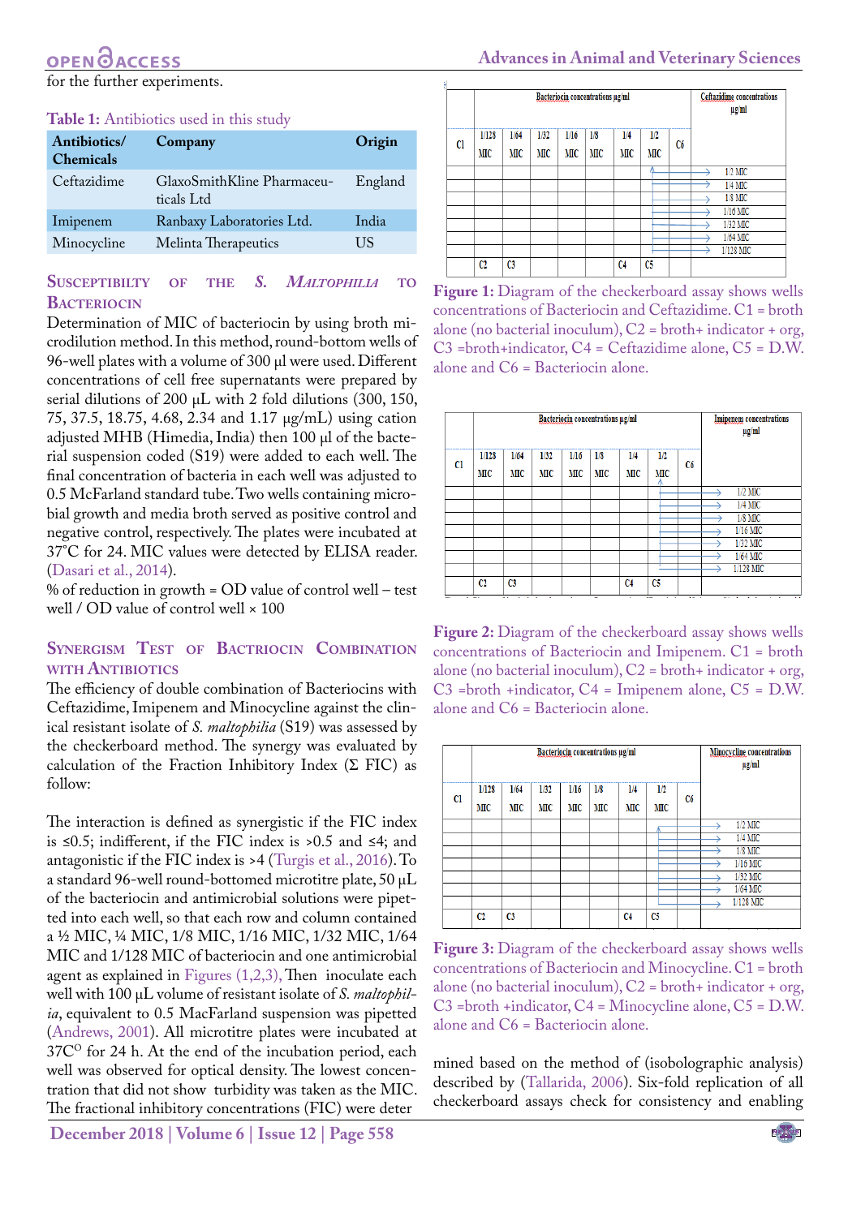for the further experiments.

**Table 1:** Antibiotics used in this study

| Antibiotics/ Chemicals | Company | Origin |
|---|---|---|
| Ceftazidime | GlaxoSmithKline Pharmaceuticals Ltd | England |
| Imipenem | Ranbaxy Laboratories Ltd. | India |
| Minocycline | Melinta Therapeutics | US |

## Susceptibilty of *S. Maltophilia* to Bacteriocin

Determination of MIC of bacteriocin by using broth microdilution method. In this method, round-bottom wells of 96-well plates with a volume of 300 µl were used. Different concentrations of cell free supernatants were prepared by serial dilutions of 200 µL with 2 fold dilutions (300, 150, 75, 37.5, 18.75, 4.68, 2.34 and 1.17 µg/mL) using cation adjusted MHB (Himedia, India) then 100 µl of the bacterial suspension coded (S19) were added to each well. The final concentration of bacteria in each well was adjusted to 0.5 McFarland standard tube. Two wells containing microbial growth and media broth served as positive control and negative control, respectively. The plates were incubated at 37°C for 24. MIC values were detected by ELISA reader. (Dasari et al., 2014).

% of reduction in growth = OD value of control well – test well / OD value of control well × 100

## Synergism Test of Bactriocin Combination with Antibiotics

The efficiency of double combination of Bacteriocins with Ceftazidime, Imipenem and Minocycline against the clinical resistant isolate of *S. maltophilia* (S19) was assessed by the checkerboard method. The synergy was evaluated by calculation of the Fraction Inhibitory Index (Σ FIC) as follow:

The interaction is defined as synergistic if the FIC index is ≤0.5; indifferent, if the FIC index is >0.5 and ≤4; and antagonistic if the FIC index is >4 (Turgis et al., 2016). To a standard 96-well round-bottomed microtitre plate, 50 µL of the bacteriocin and antimicrobial solutions were pipetted into each well, so that each row and column contained a ½ MIC, ¼ MIC, 1/8 MIC, 1/16 MIC, 1/32 MIC, 1/64 MIC and 1/128 MIC of bacteriocin and one antimicrobial agent as explained in Figures (1,2,3), Then inoculate each well with 100 µL volume of resistant isolate of *S. maltophilia*, equivalent to 0.5 MacFarland suspension was pipetted (Andrews, 2001). All microtitre plates were incubated at 37C$^{O}$ for 24 h. At the end of the incubation period, each well was observed for optical density. The lowest concentration that did not show turbidity was taken as the MIC. The fractional inhibitory concentrations (FIC) were determined based on the method of (isobolographic analysis) described by (Tallarida, 2006). Six-fold replication of all checkerboard assays check for consistency and enabling

| C1 | Bacteriocin concentrations µg/ml | | | | | | | C6 | Ceftazidime concentrations µg/ml |
|---|---|---|---|---|---|---|---|---|---|
| | 1/128 MIC | 1/64 MIC | 1/32 MIC | 1/16 MIC | 1/8 MIC | 1/4 MIC | 1/2 MIC | | |
| | | | | | | | | | 1/2 MIC |
| | | | | | | | | | 1/4 MIC |
| | | | | | | | | | 1/8 MIC |
| | | | | | | | | | 1/16 MIC |
| | | | | | | | | | 1/32 MIC |
| | | | | | | | | | 1/64 MIC |
| | | | | | | | | | 1/128 MIC |
| | C2 | C3 | | | | C4 | C5 | | |

**Figure 1:** Diagram of the checkerboard assay shows wells concentrations of Bacteriocin and Ceftazidime. C1 = broth alone (no bacterial inoculum), C2 = broth+ indicator + org, C3 =broth+indicator, C4 = Ceftazidime alone, C5 = D.W. alone and C6 = Bacteriocin alone.

| C1 | Bacteriocin concentrations µg/ml | | | | | | | C6 | Imipenem concentrations µg/ml |
|---|---|---|---|---|---|---|---|---|---|
| | 1/128 MIC | 1/64 MIC | 1/32 MIC | 1/16 MIC | 1/8 MIC | 1/4 MIC | 1/2 MIC | | |
| | | | | | | | | | 1/2 MIC |
| | | | | | | | | | 1/4 MIC |
| | | | | | | | | | 1/8 MIC |
| | | | | | | | | | 1/16 MIC |
| | | | | | | | | | 1/32 MIC |
| | | | | | | | | | 1/64 MIC |
| | | | | | | | | | 1/128 MIC |
| | C2 | C3 | | | | C4 | C5 | | |

**Figure 2:** Diagram of the checkerboard assay shows wells concentrations of Bacteriocin and Imipenem. C1 = broth alone (no bacterial inoculum), C2 = broth+ indicator + org, C3 =broth +indicator, C4 = Imipenem alone, C5 = D.W. alone and C6 = Bacteriocin alone.

| C1 | Bacteriocin concentrations µg/ml | | | | | | | C6 | Minocycline concentrations µg/ml |
|---|---|---|---|---|---|---|---|---|---|
| | 1/128 MIC | 1/64 MIC | 1/32 MIC | 1/16 MIC | 1/8 MIC | 1/4 MIC | 1/2 MIC | | |
| | | | | | | | | | 1/2 MIC |
| | | | | | | | | | 1/4 MIC |
| | | | | | | | | | 1/8 MIC |
| | | | | | | | | | 1/16 MIC |
| | | | | | | | | | 1/32 MIC |
| | | | | | | | | | 1/64 MIC |
| | | | | | | | | | 1/128 MIC |
| | C2 | C3 | | | | C4 | C5 | | |

**Figure 3:** Diagram of the checkerboard assay shows wells concentrations of Bacteriocin and Minocycline. C1 = broth alone (no bacterial inoculum), C2 = broth+ indicator + org, C3 =broth +indicator, C4 = Minocycline alone, C5 = D.W. alone and C6 = Bacteriocin alone.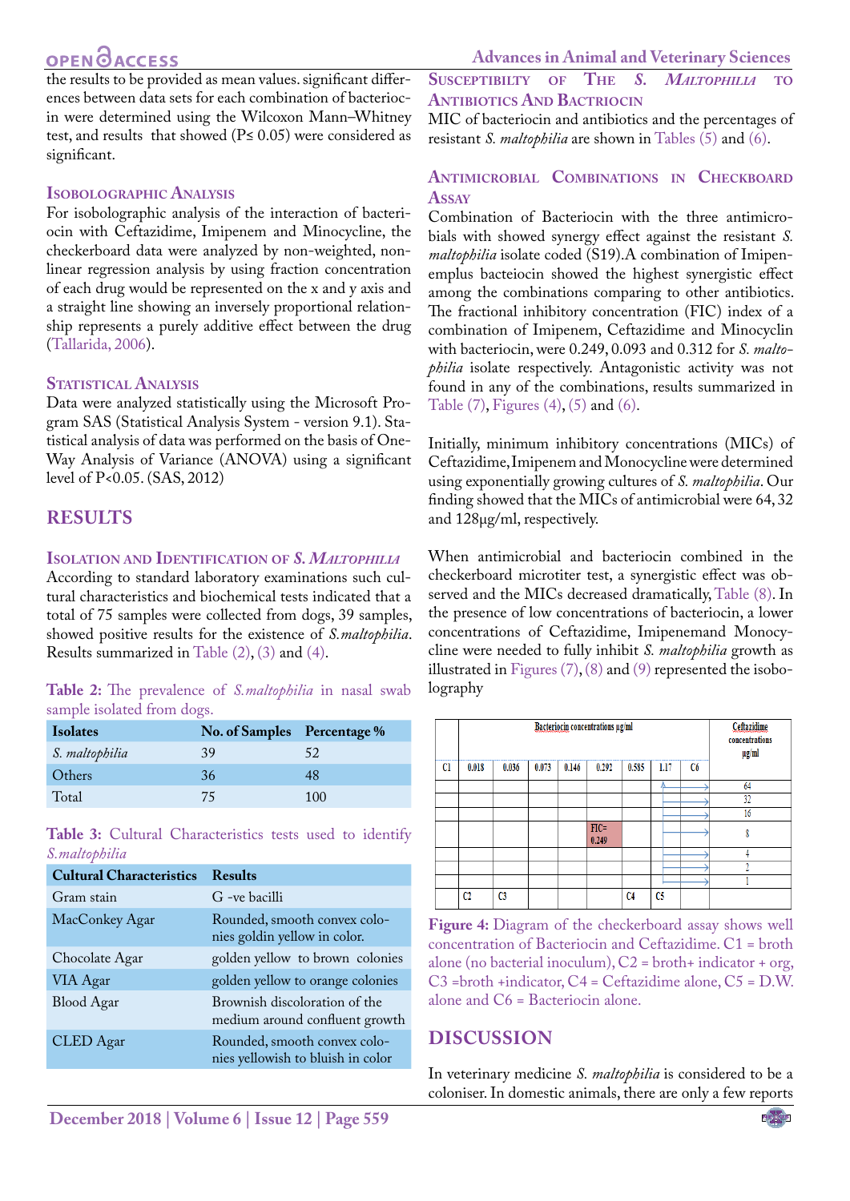the results to be provided as mean values. significant differences between data sets for each combination of bacteriocin were determined using the Wilcoxon Mann–Whitney test, and results that showed (P≤ 0.05) were considered as significant.

### Isobolographic Analysis

For isobolographic analysis of the interaction of bacteriocin with Ceftazidime, Imipenem and Minocycline, the checkerboard data were analyzed by non-weighted, non-linear regression analysis by using fraction concentration of each drug would be represented on the x and y axis and a straight line showing an inversely proportional relationship represents a purely additive effect between the drug (Tallarida, 2006).

### Statistical Analysis

Data were analyzed statistically using the Microsoft Program SAS (Statistical Analysis System - version 9.1). Statistical analysis of data was performed on the basis of One-Way Analysis of Variance (ANOVA) using a significant level of P<0.05. (SAS, 2012)

## RESULTS

### Isolation and Identification of *S. Maltophilia*

According to standard laboratory examinations such cultural characteristics and biochemical tests indicated that a total of 75 samples were collected from dogs, 39 samples, showed positive results for the existence of *S.maltophilia*. Results summarized in Table (2), (3) and (4).

**Table 2:** The prevalence of *S.maltophilia* in nasal swab sample isolated from dogs.

| Isolates | No. of Samples | Percentage % |
|---|---|---|
| *S. maltophilia* | 39 | 52 |
| Others | 36 | 48 |
| Total | 75 | 100 |

**Table 3:** Cultural Characteristics tests used to identify *S.maltophilia*

| Cultural Characteristics | Results |
|---|---|
| Gram stain | G -ve bacilli |
| MacConkey Agar | Rounded, smooth convex colonies goldin yellow in color. |
| Chocolate Agar | golden yellow to brown colonies |
| VIA Agar | golden yellow to orange colonies |
| Blood Agar | Brownish discoloration of the medium around confluent growth |
| CLED Agar | Rounded, smooth convex colonies yellowish to bluish in color |

### Susceptibilty of The *S. Maltophilia* to Antibiotics And Bactriocin

MIC of bacteriocin and antibiotics and the percentages of resistant *S. maltophilia* are shown in Tables (5) and (6).

### Antimicrobial Combinations in Checkboard Assay

Combination of Bacteriocin with the three antimicrobials with showed synergy effect against the resistant *S. maltophilia* isolate coded (S19).A combination of Imipenemplus bacteiocin showed the highest synergistic effect among the combinations comparing to other antibiotics. The fractional inhibitory concentration (FIC) index of a combination of Imipenem, Ceftazidime and Minocyclin with bacteriocin, were 0.249, 0.093 and 0.312 for *S. maltophilia* isolate respectively. Antagonistic activity was not found in any of the combinations, results summarized in Table (7), Figures (4), (5) and (6).

Initially, minimum inhibitory concentrations (MICs) of Ceftazidime, Imipenem and Monocycline were determined using exponentially growing cultures of *S. maltophilia*. Our finding showed that the MICs of antimicrobial were 64, 32 and 128μg/ml, respectively.

When antimicrobial and bacteriocin combined in the checkerboard microtiter test, a synergistic effect was observed and the MICs decreased dramatically, Table (8). In the presence of low concentrations of bacteriocin, a lower concentrations of Ceftazidime, Imipenemand Monocycline were needed to fully inhibit *S. maltophilia* growth as illustrated in Figures (7), (8) and (9) represented the isobolography

| | Bacteriocin concentrations μg/ml | | | | | | | | Ceftazidime concentrations μg/ml |
|---|---|---|---|---|---|---|---|---|---|
| C1 | 0.018 | 0.036 | 0.073 | 0.146 | 0.292 | 0.585 | 1.17 | C6 | |
| | | | | | | | | | 64 |
| | | | | | | | | | 32 |
| | | | | | | | | | 16 |
| | | | | | FIC= 0.249 | | | | 8 |
| | | | | | | | | | 4 |
| | | | | | | | | | 2 |
| | | | | | | | | | 1 |
| | C2 | C3 | | | | C4 | C5 | | |

**Figure 4:** Diagram of the checkerboard assay shows well concentration of Bacteriocin and Ceftazidime. C1 = broth alone (no bacterial inoculum), C2 = broth+ indicator + org, C3 =broth +indicator, C4 = Ceftazidime alone, C5 = D.W. alone and C6 = Bacteriocin alone.

## DISCUSSION

In veterinary medicine *S. maltophilia* is considered to be a coloniser. In domestic animals, there are only a few reports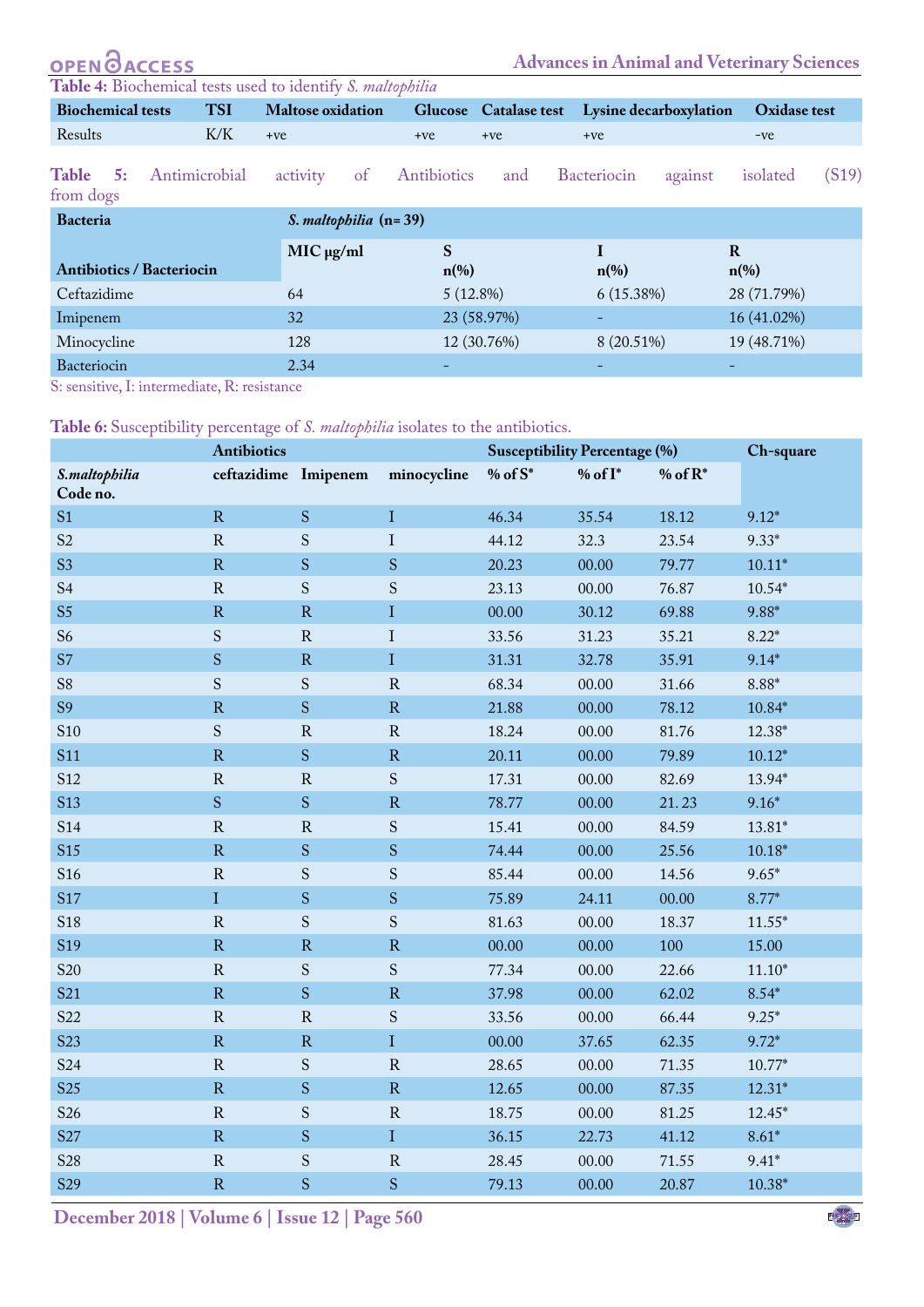**Table 4:** Biochemical tests used to identify *S. maltophilia*

| Biochemical tests | TSI | Maltose oxidation | Glucose | Catalase test | Lysine decarboxylation | Oxidase test |
|---|---|---|---|---|---|---|
| Results | K/K | +ve | +ve | +ve | +ve | -ve |

**Table 5:** Antimicrobial activity of Antibiotics and Bacteriocin against isolated (S19) from dogs

| Bacteria | *S. maltophilia* (n= 39) | | | |
|---|---|---|---|---|
| Antibiotics / Bacteriocin | MIC µg/ml | S n(%) | I n(%) | R n(%) |
| Ceftazidime | 64 | 5 (12.8%) | 6 (15.38%) | 28 (71.79%) |
| Imipenem | 32 | 23 (58.97%) | - | 16 (41.02%) |
| Minocycline | 128 | 12 (30.76%) | 8 (20.51%) | 19 (48.71%) |
| Bacteriocin | 2.34 | - | - | - |

S: sensitive, I: intermediate, R: resistance

**Table 6:** Susceptibility percentage of *S. maltophilia* isolates to the antibiotics.

| | Antibiotics | | | Susceptibility Percentage (%) | | | Ch-square |
|---|---|---|---|---|---|---|---|
| *S.maltophilia* Code no. | ceftazidime | Imipenem | minocycline | % of S* | % of I* | % of R* | |
| S1 | R | S | I | 46.34 | 35.54 | 18.12 | 9.12* |
| S2 | R | S | I | 44.12 | 32.3 | 23.54 | 9.33* |
| S3 | R | S | S | 20.23 | 00.00 | 79.77 | 10.11* |
| S4 | R | S | S | 23.13 | 00.00 | 76.87 | 10.54* |
| S5 | R | R | I | 00.00 | 30.12 | 69.88 | 9.88* |
| S6 | S | R | I | 33.56 | 31.23 | 35.21 | 8.22* |
| S7 | S | R | I | 31.31 | 32.78 | 35.91 | 9.14* |
| S8 | S | S | R | 68.34 | 00.00 | 31.66 | 8.88* |
| S9 | R | S | R | 21.88 | 00.00 | 78.12 | 10.84* |
| S10 | S | R | R | 18.24 | 00.00 | 81.76 | 12.38* |
| S11 | R | S | R | 20.11 | 00.00 | 79.89 | 10.12* |
| S12 | R | R | S | 17.31 | 00.00 | 82.69 | 13.94* |
| S13 | S | S | R | 78.77 | 00.00 | 21. 23 | 9.16* |
| S14 | R | R | S | 15.41 | 00.00 | 84.59 | 13.81* |
| S15 | R | S | S | 74.44 | 00.00 | 25.56 | 10.18* |
| S16 | R | S | S | 85.44 | 00.00 | 14.56 | 9.65* |
| S17 | I | S | S | 75.89 | 24.11 | 00.00 | 8.77* |
| S18 | R | S | S | 81.63 | 00.00 | 18.37 | 11.55* |
| S19 | R | R | R | 00.00 | 00.00 | 100 | 15.00 |
| S20 | R | S | S | 77.34 | 00.00 | 22.66 | 11.10* |
| S21 | R | S | R | 37.98 | 00.00 | 62.02 | 8.54* |
| S22 | R | R | S | 33.56 | 00.00 | 66.44 | 9.25* |
| S23 | R | R | I | 00.00 | 37.65 | 62.35 | 9.72* |
| S24 | R | S | R | 28.65 | 00.00 | 71.35 | 10.77* |
| S25 | R | S | R | 12.65 | 00.00 | 87.35 | 12.31* |
| S26 | R | S | R | 18.75 | 00.00 | 81.25 | 12.45* |
| S27 | R | S | I | 36.15 | 22.73 | 41.12 | 8.61* |
| S28 | R | S | R | 28.45 | 00.00 | 71.55 | 9.41* |
| S29 | R | S | S | 79.13 | 00.00 | 20.87 | 10.38* |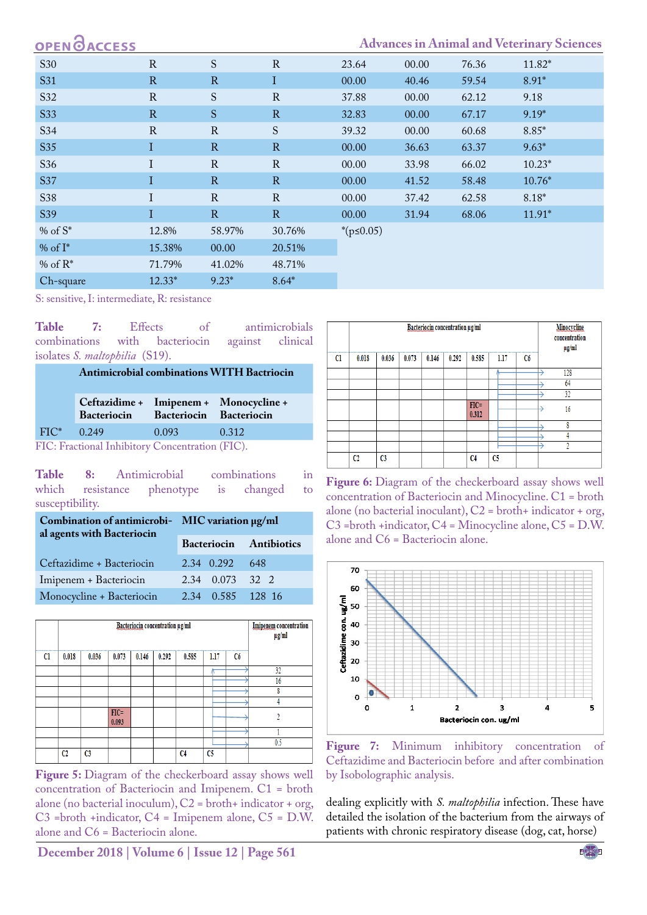| S30 | R | S | R | 23.64 | 00.00 | 76.36 | 11.82* |
|---|---|---|---|---|---|---|---|
| S31 | R | R | I | 00.00 | 40.46 | 59.54 | 8.91* |
| S32 | R | S | R | 37.88 | 00.00 | 62.12 | 9.18 |
| S33 | R | S | R | 32.83 | 00.00 | 67.17 | 9.19* |
| S34 | R | R | S | 39.32 | 00.00 | 60.68 | 8.85* |
| S35 | I | R | R | 00.00 | 36.63 | 63.37 | 9.63* |
| S36 | I | R | R | 00.00 | 33.98 | 66.02 | 10.23* |
| S37 | I | R | R | 00.00 | 41.52 | 58.48 | 10.76* |
| S38 | I | R | R | 00.00 | 37.42 | 62.58 | 8.18* |
| S39 | I | R | R | 00.00 | 31.94 | 68.06 | 11.91* |
| % of S* | 12.8% | 58.97% | 30.76% | *(p≤0.05) | | | |
| % of I* | 15.38% | 00.00 | 20.51% | | | | |
| % of R* | 71.79% | 41.02% | 48.71% | | | | |
| Ch-square | 12.33* | 9.23* | 8.64* | | | | |

S: sensitive, I: intermediate, R: resistance

**Table 7:** Effects of antimicrobials combinations with bacteriocin against clinical isolates *S. maltophilia* (S19).

| | Antimicrobial combinations WITH Bactriocin | | |
|---|---|---|---|
| | Ceftazidime + Bacteriocin | Imipenem + Bacteriocin | Monocycline + Bacteriocin |
| FIC* | 0.249 | 0.093 | 0.312 |

FIC: Fractional Inhibitory Concentration (FIC).

**Table 8:** Antimicrobial combinations in which resistance phenotype is changed to susceptibility.

| Combination of antimicrobial agents with Bacteriocin | MIC variation µg/ml | |
|---|---|---|
| | Bacteriocin | Antibiotics |
| Ceftazidime + Bacteriocin | 2.34 0.292 | 648 |
| Imipenem + Bacteriocin | 2.34 0.073 | 32 2 |
| Monocycline + Bacteriocin | 2.34 0.585 | 128 16 |

**Figure 5:** Diagram of the checkerboard assay shows well concentration of Bacteriocin and Imipenem. C1 = broth alone (no bacterial inoculum), C2 = broth+ indicator + org, C3 =broth +indicator, C4 = Imipenem alone, C5 = D.W. alone and C6 = Bacteriocin alone.

**Figure 6:** Diagram of the checkerboard assay shows well concentration of Bacteriocin and Minocycline. C1 = broth alone (no bacterial inoculant), C2 = broth+ indicator + org, C3 =broth +indicator, C4 = Minocycline alone, C5 = D.W. alone and C6 = Bacteriocin alone.

**Figure 7:** Minimum inhibitory concentration of Ceftazidime and Bacteriocin before and after combination by Isobolographic analysis.

dealing explicitly with *S. maltophilia* infection. These have detailed the isolation of the bacterium from the airways of patients with chronic respiratory disease (dog, cat, horse)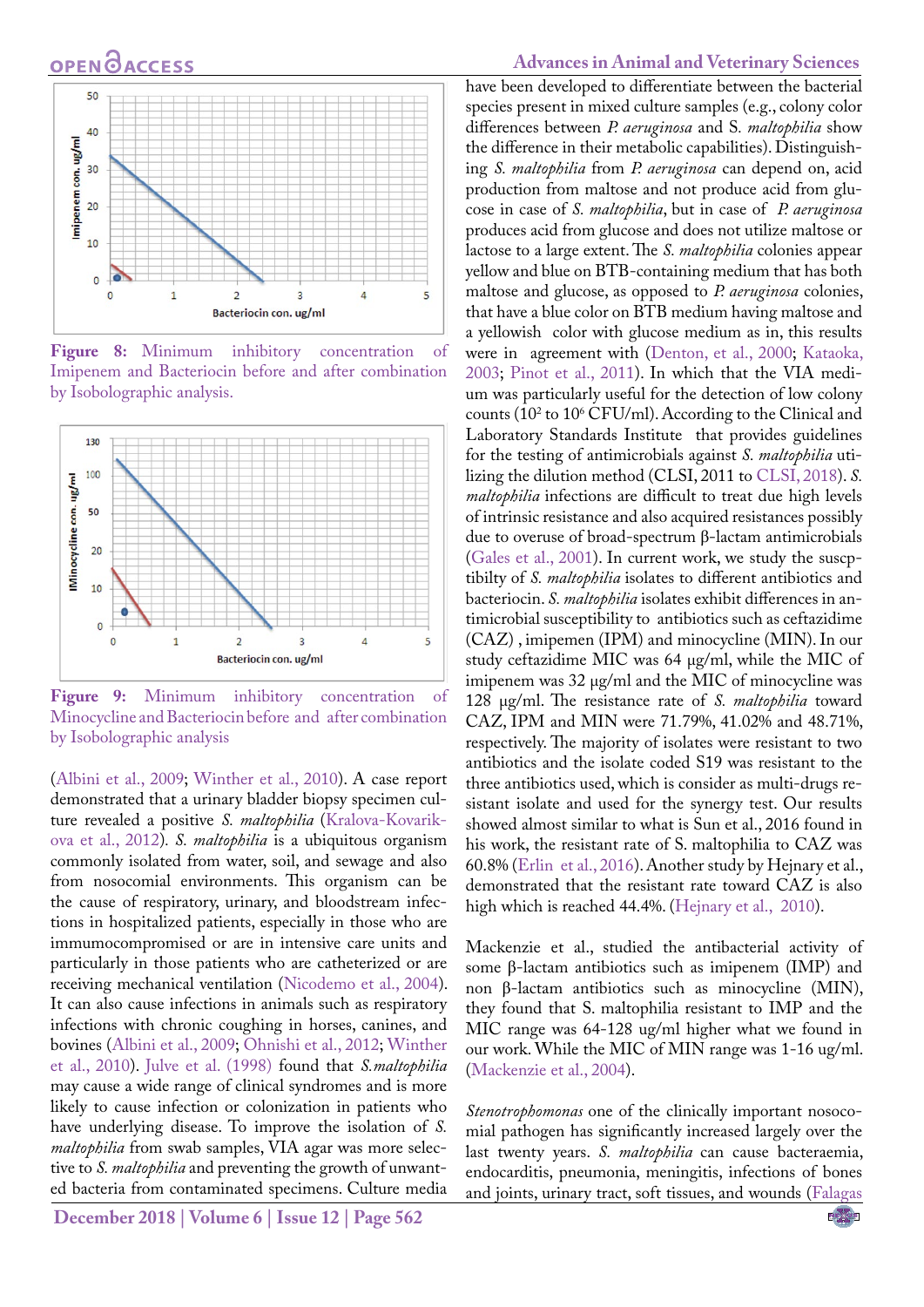Figure 8: Minimum inhibitory concentration of Imipenem and Bacteriocin before and after combination by Isobolographic analysis.

Figure 9: Minimum inhibitory concentration of Minocycline and Bacteriocin before and after combination by Isobolographic analysis

(Albini et al., 2009; Winther et al., 2010). A case report demonstrated that a urinary bladder biopsy specimen culture revealed a positive *S. maltophilia* (Kralova-Kovarikova et al., 2012). *S. maltophilia* is a ubiquitous organism commonly isolated from water, soil, and sewage and also from nosocomial environments. This organism can be the cause of respiratory, urinary, and bloodstream infections in hospitalized patients, especially in those who are immunocompromised or are in intensive care units and particularly in those patients who are catheterized or are receiving mechanical ventilation (Nicodemo et al., 2004). It can also cause infections in animals such as respiratory infections with chronic coughing in horses, canines, and bovines (Albini et al., 2009; Ohnishi et al., 2012; Winther et al., 2010). Julve et al. (1998) found that *S.maltophilia* may cause a wide range of clinical syndromes and is more likely to cause infection or colonization in patients who have underlying disease. To improve the isolation of *S. maltophilia* from swab samples, VIA agar was more selective to *S. maltophilia* and preventing the growth of unwanted bacteria from contaminated specimens. Culture media have been developed to differentiate between the bacterial species present in mixed culture samples (e.g., colony color differences between *P. aeruginosa* and *S. maltophilia* show the difference in their metabolic capabilities). Distinguishing *S. maltophilia* from *P. aeruginosa* can depend on, acid production from maltose and not produce acid from glucose in case of *S. maltophilia*, but in case of *P. aeruginosa* produces acid from glucose and does not utilize maltose or lactose to a large extent. The *S. maltophilia* colonies appear yellow and blue on BTB-containing medium that has both maltose and glucose, as opposed to *P. aeruginosa* colonies, that have a blue color on BTB medium having maltose and a yellowish color with glucose medium as in, this results were in agreement with (Denton, et al., 2000; Kataoka, 2003; Pinot et al., 2011). In which that the VIA medium was particularly useful for the detection of low colony counts ($10^2$ to $10^6$ CFU/ml). According to the Clinical and Laboratory Standards Institute that provides guidelines for the testing of antimicrobials against *S. maltophilia* utilizing the dilution method (CLSI, 2011 to CLSI, 2018). *S. maltophilia* infections are difficult to treat due high levels of intrinsic resistance and also acquired resistances possibly due to overuse of broad-spectrum β-lactam antimicrobials (Gales et al., 2001). In current work, we study the susceptibilty of *S. maltophilia* isolates to different antibiotics and bacteriocin. *S. maltophilia* isolates exhibit differences in antimicrobial susceptibility to antibiotics such as ceftazidime (CAZ) , imipenem (IPM) and minocycline (MIN). In our study ceftazidime MIC was 64 µg/ml, while the MIC of imipenem was 32 µg/ml and the MIC of minocycline was 128 µg/ml. The resistance rate of *S. maltophilia* toward CAZ, IPM and MIN were 71.79%, 41.02% and 48.71%, respectively. The majority of isolates were resistant to two antibiotics and the isolate coded S19 was resistant to the three antibiotics used, which is consider as multi-drugs resistant isolate and used for the synergy test. Our results showed almost similar to what is Sun et al., 2016 found in his work, the resistant rate of S. maltophilia to CAZ was 60.8% (Erlin et al., 2016). Another study by Hejnary et al., demonstrated that the resistant rate toward CAZ is also high which is reached 44.4%. (Hejnary et al., 2010).

Mackenzie et al., studied the antibacterial activity of some β-lactam antibiotics such as imipenem (IMP) and non β-lactam antibiotics such as minocycline (MIN), they found that S. maltophilia resistant to IMP and the MIC range was 64-128 ug/ml higher what we found in our work. While the MIC of MIN range was 1-16 ug/ml. (Mackenzie et al., 2004).

*Stenotrophomonas* one of the clinically important nosocomial pathogen has significantly increased largely over the last twenty years. *S. maltophilia* can cause bacteraemia, endocarditis, pneumonia, meningitis, infections of bones and joints, urinary tract, soft tissues, and wounds (Falagas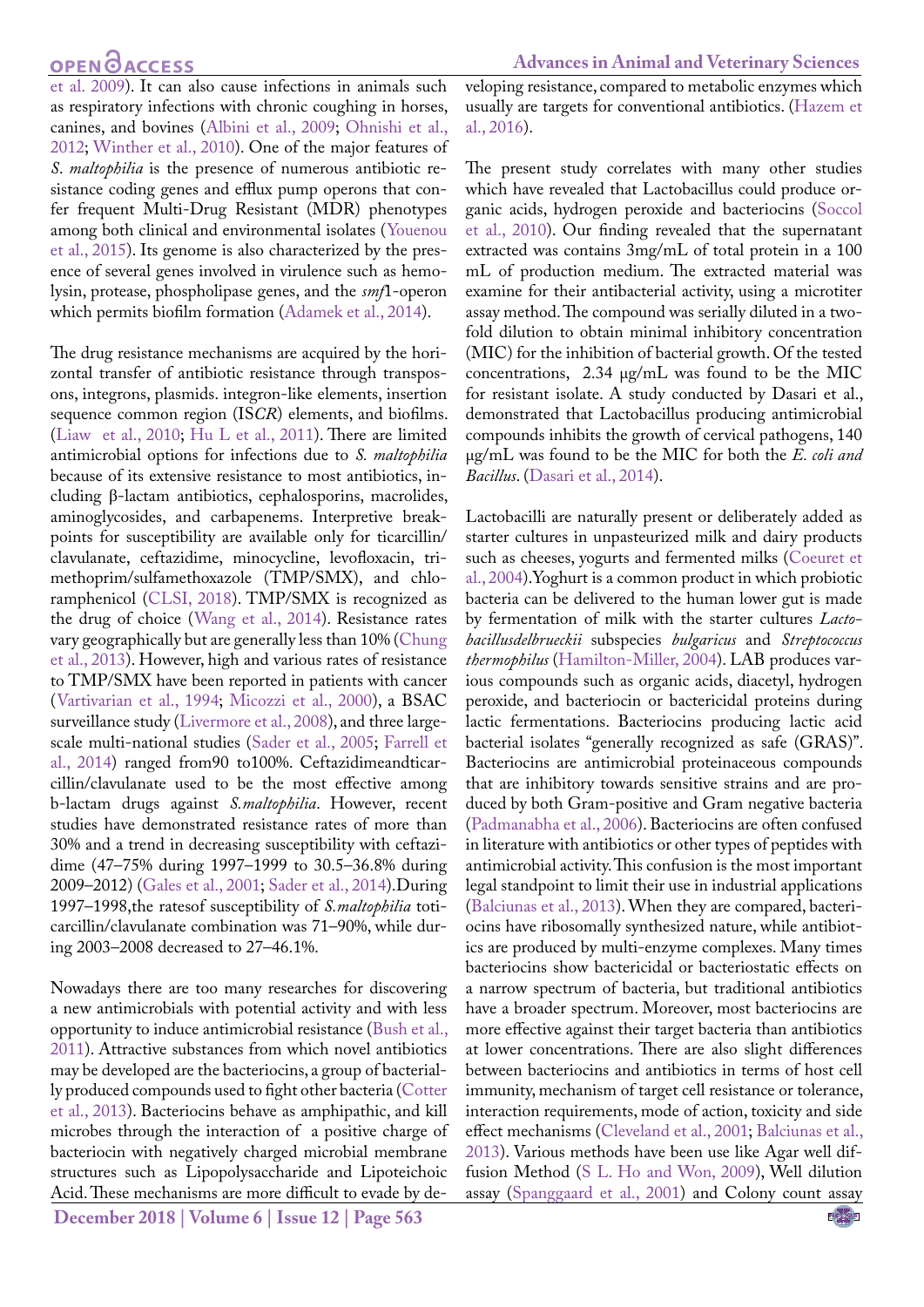et al. 2009). It can also cause infections in animals such as respiratory infections with chronic coughing in horses, canines, and bovines (Albini et al., 2009; Ohnishi et al., 2012; Winther et al., 2010). One of the major features of *S. maltophilia* is the presence of numerous antibiotic resistance coding genes and efflux pump operons that confer frequent Multi-Drug Resistant (MDR) phenotypes among both clinical and environmental isolates (Youenou et al., 2015). Its genome is also characterized by the presence of several genes involved in virulence such as hemolysin, protease, phospholipase genes, and the *smf*1-operon which permits biofilm formation (Adamek et al., 2014).

The drug resistance mechanisms are acquired by the horizontal transfer of antibiotic resistance through transposons, integrons, plasmids. integron-like elements, insertion sequence common region (IS*CR*) elements, and biofilms. (Liaw et al., 2010; Hu L et al., 2011). There are limited antimicrobial options for infections due to *S. maltophilia* because of its extensive resistance to most antibiotics, including β-lactam antibiotics, cephalosporins, macrolides, aminoglycosides, and carbapenems. Interpretive breakpoints for susceptibility are available only for ticarcillin/clavulanate, ceftazidime, minocycline, levofloxacin, trimethoprim/sulfamethoxazole (TMP/SMX), and chloramphenicol (CLSI, 2018). TMP/SMX is recognized as the drug of choice (Wang et al., 2014). Resistance rates vary geographically but are generally less than 10% (Chung et al., 2013). However, high and various rates of resistance to TMP/SMX have been reported in patients with cancer (Vartivarian et al., 1994; Micozzi et al., 2000), a BSAC surveillance study (Livermore et al., 2008), and three large-scale multi-national studies (Sader et al., 2005; Farrell et al., 2014) ranged from90 to100%. Ceftazidimeandticarcillin/clavulanate used to be the most effective among b-lactam drugs against *S.maltophilia*. However, recent studies have demonstrated resistance rates of more than 30% and a trend in decreasing susceptibility with ceftazidime (47–75% during 1997–1999 to 30.5–36.8% during 2009–2012) (Gales et al., 2001; Sader et al., 2014).During 1997–1998,the ratesof susceptibility of *S.maltophilia* toticarcillin/clavulanate combination was 71–90%, while during 2003–2008 decreased to 27–46.1%.

Nowadays there are too many researches for discovering a new antimicrobials with potential activity and with less opportunity to induce antimicrobial resistance (Bush et al., 2011). Attractive substances from which novel antibiotics may be developed are the bacteriocins, a group of bacterially produced compounds used to fight other bacteria (Cotter et al., 2013). Bacteriocins behave as amphipathic, and kill microbes through the interaction of a positive charge of bacteriocin with negatively charged microbial membrane structures such as Lipopolysaccharide and Lipoteichoic Acid. These mechanisms are more difficult to evade by developing resistance, compared to metabolic enzymes which usually are targets for conventional antibiotics. (Hazem et al., 2016).

The present study correlates with many other studies which have revealed that Lactobacillus could produce organic acids, hydrogen peroxide and bacteriocins (Soccol et al., 2010). Our finding revealed that the supernatant extracted was contains 3mg/mL of total protein in a 100 mL of production medium. The extracted material was examine for their antibacterial activity, using a microtiter assay method. The compound was serially diluted in a two-fold dilution to obtain minimal inhibitory concentration (MIC) for the inhibition of bacterial growth. Of the tested concentrations, 2.34 μg/mL was found to be the MIC for resistant isolate. A study conducted by Dasari et al., demonstrated that Lactobacillus producing antimicrobial compounds inhibits the growth of cervical pathogens, 140 μg/mL was found to be the MIC for both the *E. coli and Bacillus*. (Dasari et al., 2014).

Lactobacilli are naturally present or deliberately added as starter cultures in unpasteurized milk and dairy products such as cheeses, yogurts and fermented milks (Coeuret et al., 2004).Yoghurt is a common product in which probiotic bacteria can be delivered to the human lower gut is made by fermentation of milk with the starter cultures *Lactobacillusdelbrueckii* subspecies *bulgaricus* and *Streptococcus thermophilus* (Hamilton-Miller, 2004). LAB produces various compounds such as organic acids, diacetyl, hydrogen peroxide, and bacteriocin or bactericidal proteins during lactic fermentations. Bacteriocins producing lactic acid bacterial isolates "generally recognized as safe (GRAS)". Bacteriocins are antimicrobial proteinaceous compounds that are inhibitory towards sensitive strains and are produced by both Gram-positive and Gram negative bacteria (Padmanabha et al., 2006). Bacteriocins are often confused in literature with antibiotics or other types of peptides with antimicrobial activity. This confusion is the most important legal standpoint to limit their use in industrial applications (Balciunas et al., 2013). When they are compared, bacteriocins have ribosomally synthesized nature, while antibiotics are produced by multi-enzyme complexes. Many times bacteriocins show bactericidal or bacteriostatic effects on a narrow spectrum of bacteria, but traditional antibiotics have a broader spectrum. Moreover, most bacteriocins are more effective against their target bacteria than antibiotics at lower concentrations. There are also slight differences between bacteriocins and antibiotics in terms of host cell immunity, mechanism of target cell resistance or tolerance, interaction requirements, mode of action, toxicity and side effect mechanisms (Cleveland et al., 2001; Balciunas et al., 2013). Various methods have been use like Agar well diffusion Method (S L. Ho and Won, 2009), Well dilution assay (Spanggaard et al., 2001) and Colony count assay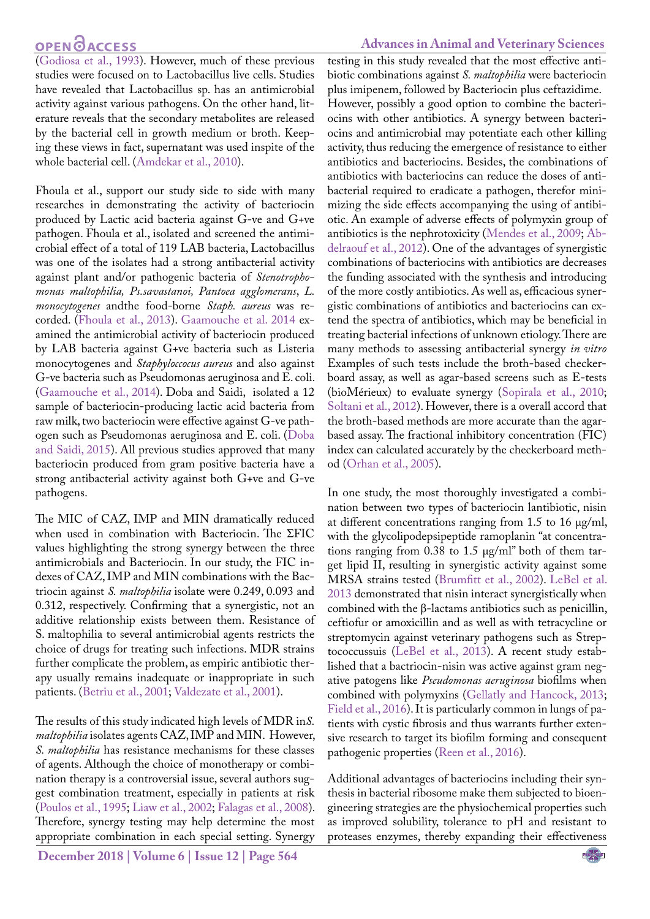(Godiosa et al., 1993). However, much of these previous studies were focused on to Lactobacillus live cells. Studies have revealed that Lactobacillus sp. has an antimicrobial activity against various pathogens. On the other hand, literature reveals that the secondary metabolites are released by the bacterial cell in growth medium or broth. Keeping these views in fact, supernatant was used inspite of the whole bacterial cell. (Amdekar et al., 2010).

Fhoula et al., support our study side to side with many researches in demonstrating the activity of bacteriocin produced by Lactic acid bacteria against G-ve and G+ve pathogen. Fhoula et al., isolated and screened the antimicrobial effect of a total of 119 LAB bacteria, Lactobacillus was one of the isolates had a strong antibacterial activity against plant and/or pathogenic bacteria of *Stenotrophomonas maltophilia, Ps.savastanoi, Pantoea agglomerans*, *L. monocytogenes* andthe food-borne *Staph. aureus* was recorded. (Fhoula et al., 2013). Gaamouche et al. 2014 examined the antimicrobial activity of bacteriocin produced by LAB bacteria against G+ve bacteria such as Listeria monocytogenes and *Staphyloccocus aureus* and also against G-ve bacteria such as Pseudomonas aeruginosa and E. coli. (Gaamouche et al., 2014). Doba and Saidi, isolated a 12 sample of bacteriocin-producing lactic acid bacteria from raw milk, two bacteriocin were effective against G-ve pathogen such as Pseudomonas aeruginosa and E. coli. (Doba and Saidi, 2015). All previous studies approved that many bacteriocin produced from gram positive bacteria have a strong antibacterial activity against both G+ve and G-ve pathogens.

The MIC of CAZ, IMP and MIN dramatically reduced when used in combination with Bacteriocin. The ΣFIC values highlighting the strong synergy between the three antimicrobials and Bacteriocin. In our study, the FIC indexes of CAZ, IMP and MIN combinations with the Bactriocin against *S. maltophilia* isolate were 0.249, 0.093 and 0.312, respectively. Confirming that a synergistic, not an additive relationship exists between them. Resistance of S. maltophilia to several antimicrobial agents restricts the choice of drugs for treating such infections. MDR strains further complicate the problem, as empiric antibiotic therapy usually remains inadequate or inappropriate in such patients. (Betriu et al., 2001; Valdezate et al., 2001).

The results of this study indicated high levels of MDR in*S. maltophilia* isolates agents CAZ, IMP and MIN. However, *S. maltophilia* has resistance mechanisms for these classes of agents. Although the choice of monotherapy or combination therapy is a controversial issue, several authors suggest combination treatment, especially in patients at risk (Poulos et al., 1995; Liaw et al., 2002; Falagas et al., 2008). Therefore, synergy testing may help determine the most appropriate combination in each special setting. Synergy testing in this study revealed that the most effective antibiotic combinations against *S. maltophilia* were bacteriocin plus imipenem, followed by Bacteriocin plus ceftazidime. However, possibly a good option to combine the bacteriocins with other antibiotics. A synergy between bacteriocins and antimicrobial may potentiate each other killing activity, thus reducing the emergence of resistance to either antibiotics and bacteriocins. Besides, the combinations of antibiotics with bacteriocins can reduce the doses of antibacterial required to eradicate a pathogen, therefor minimizing the side effects accompanying the using of antibiotic. An example of adverse effects of polymyxin group of antibiotics is the nephrotoxicity (Mendes et al., 2009; Abdelraouf et al., 2012). One of the advantages of synergistic combinations of bacteriocins with antibiotics are decreases the funding associated with the synthesis and introducing of the more costly antibiotics. As well as, efficacious synergistic combinations of antibiotics and bacteriocins can extend the spectra of antibiotics, which may be beneficial in treating bacterial infections of unknown etiology. There are many methods to assessing antibacterial synergy *in vitro* Examples of such tests include the broth-based checkerboard assay, as well as agar-based screens such as E-tests (bioMérieux) to evaluate synergy (Sopirala et al., 2010; Soltani et al., 2012). However, there is a overall accord that the broth-based methods are more accurate than the agar-based assay. The fractional inhibitory concentration (FIC) index can calculated accurately by the checkerboard method (Orhan et al., 2005).

In one study, the most thoroughly investigated a combination between two types of bacteriocin lantibiotic, nisin at different concentrations ranging from 1.5 to 16 μg/ml, with the glycolipodepsipeptide ramoplanin "at concentrations ranging from 0.38 to 1.5 μg/ml" both of them target lipid II, resulting in synergistic activity against some MRSA strains tested (Brumfitt et al., 2002). LeBel et al. 2013 demonstrated that nisin interact synergistically when combined with the β-lactams antibiotics such as penicillin, ceftiofur or amoxicillin and as well as with tetracycline or streptomycin against veterinary pathogens such as Streptococcussuis (LeBel et al., 2013). A recent study established that a bactriocin-nisin was active against gram negative patogens like *Pseudomonas aeruginosa* biofilms when combined with polymyxins (Gellatly and Hancock, 2013; Field et al., 2016). It is particularly common in lungs of patients with cystic fibrosis and thus warrants further extensive research to target its biofilm forming and consequent pathogenic properties (Reen et al., 2016).

Additional advantages of bacteriocins including their synthesis in bacterial ribosome make them subjected to bioengineering strategies are the physiochemical properties such as improved solubility, tolerance to pH and resistant to proteases enzymes, thereby expanding their effectiveness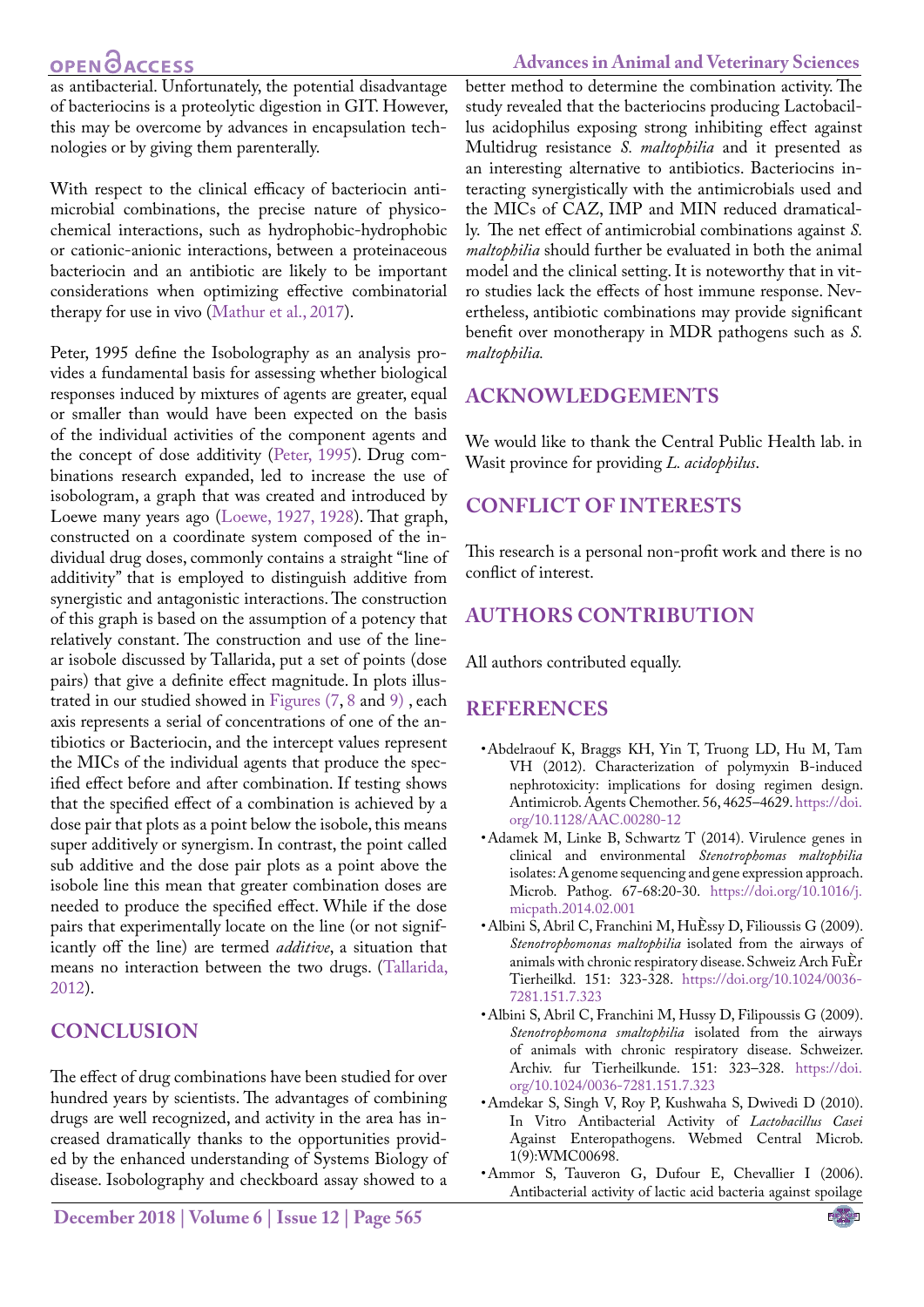as antibacterial. Unfortunately, the potential disadvantage of bacteriocins is a proteolytic digestion in GIT. However, this may be overcome by advances in encapsulation technologies or by giving them parenterally.

With respect to the clinical efficacy of bacteriocin antimicrobial combinations, the precise nature of physicochemical interactions, such as hydrophobic-hydrophobic or cationic-anionic interactions, between a proteinaceous bacteriocin and an antibiotic are likely to be important considerations when optimizing effective combinatorial therapy for use in vivo (Mathur et al., 2017).

Peter, 1995 define the Isobolography as an analysis provides a fundamental basis for assessing whether biological responses induced by mixtures of agents are greater, equal or smaller than would have been expected on the basis of the individual activities of the component agents and the concept of dose additivity (Peter, 1995). Drug combinations research expanded, led to increase the use of isobologram, a graph that was created and introduced by Loewe many years ago (Loewe, 1927, 1928). That graph, constructed on a coordinate system composed of the individual drug doses, commonly contains a straight "line of additivity" that is employed to distinguish additive from synergistic and antagonistic interactions. The construction of this graph is based on the assumption of a potency that relatively constant. The construction and use of the linear isobole discussed by Tallarida, put a set of points (dose pairs) that give a definite effect magnitude. In plots illustrated in our studied showed in Figures (7, 8 and 9) , each axis represents a serial of concentrations of one of the antibiotics or Bacteriocin, and the intercept values represent the MICs of the individual agents that produce the specified effect before and after combination. If testing shows that the specified effect of a combination is achieved by a dose pair that plots as a point below the isobole, this means super additively or synergism. In contrast, the point called sub additive and the dose pair plots as a point above the isobole line this mean that greater combination doses are needed to produce the specified effect. While if the dose pairs that experimentally locate on the line (or not significantly off the line) are termed *additive*, a situation that means no interaction between the two drugs. (Tallarida, 2012).

## CONCLUSION

The effect of drug combinations have been studied for over hundred years by scientists. The advantages of combining drugs are well recognized, and activity in the area has increased dramatically thanks to the opportunities provided by the enhanced understanding of Systems Biology of disease. Isobolography and checkboard assay showed to a better method to determine the combination activity. The study revealed that the bacteriocins producing Lactobacillus acidophilus exposing strong inhibiting effect against Multidrug resistance *S. maltophilia* and it presented as an interesting alternative to antibiotics. Bacteriocins interacting synergistically with the antimicrobials used and the MICs of CAZ, IMP and MIN reduced dramatically. The net effect of antimicrobial combinations against *S. maltophilia* should further be evaluated in both the animal model and the clinical setting. It is noteworthy that in vitro studies lack the effects of host immune response. Nevertheless, antibiotic combinations may provide significant benefit over monotherapy in MDR pathogens such as *S. maltophilia.*

## ACKNOWLEDGEMENTS

We would like to thank the Central Public Health lab. in Wasit province for providing *L. acidophilus*.

## CONFLICT OF INTERESTS

This research is a personal non-profit work and there is no conflict of interest.

## AUTHORS CONTRIBUTION

All authors contributed equally.

## REFERENCES

- Abdelraouf K, Braggs KH, Yin T, Truong LD, Hu M, Tam VH (2012). Characterization of polymyxin B-induced nephrotoxicity: implications for dosing regimen design. Antimicrob. Agents Chemother. 56, 4625–4629. https://doi.org/10.1128/AAC.00280-12
- Adamek M, Linke B, Schwartz T (2014). Virulence genes in clinical and environmental *Stenotrophomas maltophilia* isolates: A genome sequencing and gene expression approach. Microb. Pathog. 67-68:20-30. https://doi.org/10.1016/j.micpath.2014.02.001
- Albini S, Abril C, Franchini M, HuÈssy D, Filioussis G (2009). *Stenotrophomonas maltophilia* isolated from the airways of animals with chronic respiratory disease. Schweiz Arch FuÈr Tierheilkd. 151: 323-328. https://doi.org/10.1024/0036-7281.151.7.323
- Albini S, Abril C, Franchini M, Hussy D, Filipoussis G (2009). *Stenotrophomona smaltophilia* isolated from the airways of animals with chronic respiratory disease. Schweizer. Archiv. fur Tierheilkunde. 151: 323–328. https://doi.org/10.1024/0036-7281.151.7.323
- Amdekar S, Singh V, Roy P, Kushwaha S, Dwivedi D (2010). In Vitro Antibacterial Activity of *Lactobacillus Casei* Against Enteropathogens. Webmed Central Microb. 1(9):WMC00698.
- Ammor S, Tauveron G, Dufour E, Chevallier I (2006). Antibacterial activity of lactic acid bacteria against spoilage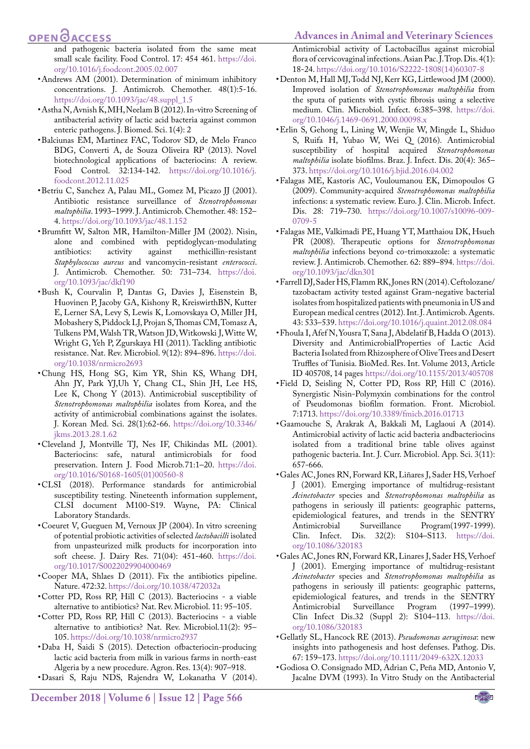and pathogenic bacteria isolated from the same meat small scale facility. Food Control. 17: 454 461. https://doi.org/10.1016/j.foodcont.2005.02.007

- Andrews AM (2001). Determination of minimum inhibitory concentrations. J. Antimicrob. Chemother. 48(1):5-16. https://doi.org/10.1093/jac/48.suppl_1.5
- Astha N, Avnish K, MH, Neelam B (2012). In-vitro Screening of antibacterial activity of lactic acid bacteria against common enteric pathogens. J. Biomed. Sci. 1(4): 2
- Balciunas EM, Martinez FAC, Todorov SD, de Melo Franco BDG, Converti A, de Souza Oliveira RP (2013). Novel biotechnological applications of bacteriocins: A review. Food Control. 32:134-142. https://doi.org/10.1016/j.foodcont.2012.11.025
- Betriu C, Sanchez A, Palau ML, Gomez M, Picazo JJ (2001). Antibiotic resistance surveillance of *Stenotrophomonas maltophilia*. 1993–1999. J. Antimicrob. Chemother. 48: 152–4. https://doi.org/10.1093/jac/48.1.152
- Brumfitt W, Salton MR, Hamilton-Miller JM (2002). Nisin, alone and combined with peptidoglycan-modulating antibiotics: activity against methicillin-resistant *Staphylococcus aureus* and vancomycin-resistant *enterococci*. J. Antimicrob. Chemother. 50: 731–734. https://doi.org/10.1093/jac/dkf190
- Bush K, Courvalin P, Dantas G, Davies J, Eisenstein B, Huovinen P, Jacoby GA, Kishony R, KreiswirthBN, Kutter E, Lerner SA, Levy S, Lewis K, Lomovskaya O, Miller JH, Mobashery S, Piddock LJ, Projan S, Thomas CM, Tomasz A, Tulkens PM, Walsh TR, Watson JD, Witkowski J, Witte W, Wright G, Yeh P, Zgurskaya HI (2011). Tackling antibiotic resistance. Nat. Rev. Microbiol. 9(12): 894–896. https://doi.org/10.1038/nrmicro2693
- Chung HS, Hong SG, Kim YR, Shin KS, Whang DH, Ahn JY, Park YJ,Uh Y, Chang CL, Shin JH, Lee HS, Lee K, Chong Y (2013). Antimicrobial susceptibility of *Stenotrophomonas maltophilia* isolates from Korea, and the activity of antimicrobial combinations against the isolates. J. Korean Med. Sci. 28(1):62-66. https://doi.org/10.3346/jkms.2013.28.1.62
- Cleveland J, Montville TJ, Nes IF, Chikindas ML (2001). Bacteriocins: safe, natural antimicrobials for food preservation. Intern J. Food Microb.71:1–20. https://doi.org/10.1016/S0168-1605(01)00560-8
- CLSI (2018). Performance standards for antimicrobial susceptibility testing. Nineteenth information supplement, CLSI document M100-S19. Wayne, PA: Clinical Laboratory Standards.
- Coeuret V, Gueguen M, Vernoux JP (2004). In vitro screening of potential probiotic activities of selected *lactobacilli* isolated from unpasteurized milk products for incorporation into soft cheese. J. Dairy Res. 71(04): 451-460. https://doi.org/10.1017/S0022029904000469
- Cooper MA, Shlaes D (2011). Fix the antibiotics pipeline. Nature. 472:32. https://doi.org/10.1038/472032a
- Cotter PD, Ross RP, Hill C (2013). Bacteriocins - a viable alternative to antibiotics? Nat. Rev. Microbiol. 11: 95–105.
- Cotter PD, Ross RP, Hill C (2013). Bacteriocins - a viable alternative to antibiotics? Nat. Rev. Microbiol.11(2): 95–105. https://doi.org/10.1038/nrmicro2937
- Daba H, Saidi S (2015). Detection ofbacteriocin-producing lactic acid bacteria from milk in various farms in north-east Algeria by a new procedure. Agron. Res. 13(4): 907–918.
- Dasari S, Raju NDS, Rajendra W, Lokanatha V (2014). Antimicrobial activity of Lactobacillus against microbial flora of cervicovaginal infections. Asian Pac. J. Trop. Dis. 4(1): 18-24. https://doi.org/10.1016/S2222-1808(14)60307-8
- Denton M, Hall MJ, Todd NJ, Kerr KG, Littlewood JM (2000). Improved isolation of *Stenotrophomonas maltophilia* from the sputa of patients with cystic fibrosis using a selective medium. Clin. Microbiol. Infect. 6:385–398. https://doi.org/10.1046/j.1469-0691.2000.00098.x
- Erlin S, Gehong L, Lining W, Wenjie W, Mingde L, Shiduo S, Ruifa H, Yubao W, Wei Q (2016). Antimicrobial susceptibility of hospital acquired *Stenotrophomonas maltophilia* isolate biofilms. Braz. J. Infect. Dis. 20(4): 365–373. https://doi.org/10.1016/j.bjid.2016.04.002
- Falagas ME, Kastoris AC, Vouloumanou EK, Dimopoulos G (2009). Community-acquired *Stenotrophomonas maltophilia* infections: a systematic review. Euro. J. Clin. Microb. Infect. Dis. 28: 719–730. https://doi.org/10.1007/s10096-009-0709-5
- Falagas ME, Valkimadi PE, Huang YT, Matthaiou DK, Hsueh PR (2008). Therapeutic options for *Stenotrophomonas maltophilia* infections beyond co-trimoxazole: a systematic review. J. Antimicrob. Chemother. 62: 889–894. https://doi.org/10.1093/jac/dkn301
- Farrell DJ, Sader HS, Flamm RK, Jones RN (2014). Ceftolozane/tazobactam activity tested against Gram-negative bacterial isolates from hospitalized patients with pneumonia in US and European medical centres (2012). Int. J. Antimicrob. Agents. 43: 533–539. https://doi.org/10.1016/j.quaint.2012.08.084
- Fhoula I, Afef N, Yousra T, Sana J, Abdelatif B, Hadda O (2013). Diversity and AntimicrobialProperties of Lactic Acid Bacteria Isolated from Rhizosphere of Olive Trees and Desert Truffles of Tunisia. BioMed. Res. Int. Volume 2013, Article ID 405708, 14 pages https://doi.org/10.1155/2013/405708
- Field D, Seisling N, Cotter PD, Ross RP, Hill C (2016). Synergistic Nisin-Polymyxin combinations for the control of Pseudomonas biofilm formation. Front. Microbiol. 7:1713. https://doi.org/10.3389/fmicb.2016.01713
- Gaamouche S, Arakrak A, Bakkali M, Laglaoui A (2014). Antimicrobial activity of lactic acid bacteria andbacteriocins isolated from a traditional brine table olives against pathogenic bacteria. Int. J. Curr. Microbiol. App. Sci. 3(11): 657-666.
- Gales AC, Jones RN, Forward KR, Liñares J, Sader HS, Verhoef J (2001). Emerging importance of multidrug-resistant *Acinetobacter* species and *Stenotrophomonas maltophilia* as pathogens in seriously ill patients: geographic patterns, epidemiological features, and trends in the SENTRY Antimicrobial Surveillance Program(1997-1999). Clin. Infect. Dis. 32(2): S104–S113. https://doi.org/10.1086/320183
- Gales AC, Jones RN, Forward KR, Linares J, Sader HS, Verhoef J (2001). Emerging importance of multidrug-resistant *Acinetobacter* species and *Stenotrophomonas maltophilia* as pathogens in seriously ill patients: geographic patterns, epidemiological features, and trends in the SENTRY Antimicrobial Surveillance Program (1997–1999). Clin Infect Dis.32 (Suppl 2): S104–113. https://doi.org/10.1086/320183
- Gellatly SL, Hancock RE (2013). *Pseudomonas aeruginosa*: new insights into pathogenesis and host defenses. Pathog. Dis. 67: 159–173. https://doi.org/10.1111/2049-632X.12033
- Godiosa O. Consignado MD, Adrian C, Peña MD, Antonio V, Jacalne DVM (1993). In Vitro Study on the Antibacterial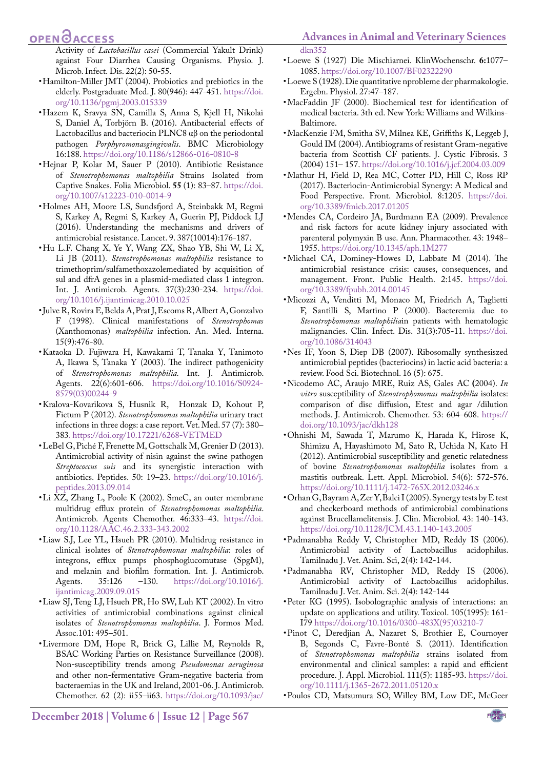Activity of *Lactobacillus casei* (Commercial Yakult Drink) against Four Diarrhea Causing Organisms. Physio. J. Microb. Infect. Dis. 22(2): 50-55.

- Hamilton-Miller JMT (2004). Probiotics and prebiotics in the elderly. Postgraduate Med. J. 80(946): 447-451. https://doi.org/10.1136/pgmj.2003.015339
- Hazem K, Sravya SN, Camilla S, Anna S, Kjell H, Nikolai S, Daniel A, Torbjörn B. (2016). Antibacterial effects of Lactobacillus and bacteriocin PLNC8 αβ on the periodontal pathogen *Porphyromonasgingivalis*. BMC Microbiology 16:188. https://doi.org/10.1186/s12866-016-0810-8
- Hejnar P, Kolar M, Sauer P (2010). Antibiotic Resistance of *Stenotrophomonas maltophilia* Strains Isolated from Captive Snakes. Folia Microbiol. **55** (1): 83–87. https://doi.org/10.1007/s12223-010-0014-9
- Holmes AH, Moore LS, Sundsfjord A, Steinbakk M, Regmi S, Karkey A, Regmi S, Karkey A, Guerin PJ, Piddock LJ (2016). Understanding the mechanisms and drivers of antimicrobial resistance. Lancet. 9. 387(10014):176-187.
- Hu L.F. Chang X, Ye Y, Wang ZX, Shao YB, Shi W, Li X, Li JB (2011). *Stenotrophomonas maltophilia* resistance to trimethoprim/sulfamethoxazolemediated by acquisition of sul and dfrA genes in a plasmid-mediated class 1 integron. Int. J. Antimicrob. Agents. 37(3):230-234. https://doi.org/10.1016/j.ijantimicag.2010.10.025
- Julve R, Rovira E, Belda A, Prat J, Escoms R, Albert A, Gonzalvo F (1998). Clinical manifestations of *Stenotrophomas* (Xanthomonas) *maltophilia* infection. An. Med. Interna. 15(9):476-80.
- Kataoka D. Fujiwara H, Kawakami T, Tanaka Y, Tanimoto A, Ikawa S, Tanaka Y (2003). The indirect pathogenicity of *Stenotrophomonas maltophilia.* Int. J. Antimicrob. Agents. 22(6):601-606. https://doi.org/10.1016/S0924-8579(03)00244-9
- Kralova-Kovarikova S, Husnik R, Honzak D, Kohout P, Fictum P (2012). *Stenotrophomonas maltophilia* urinary tract infections in three dogs: a case report. Vet. Med. 57 (7): 380–383. https://doi.org/10.17221/6268-VETMED
- LeBel G, Piché F, Frenette M, Gottschalk M, Grenier D (2013). Antimicrobial activity of nisin against the swine pathogen *Streptococcus suis* and its synergistic interaction with antibiotics. Peptides. 50: 19–23. https://doi.org/10.1016/j.peptides.2013.09.014
- Li XZ, Zhang L, Poole K (2002). SmeC, an outer membrane multidrug efflux protein of *Stenotrophomonas maltophilia*. Antimicrob. Agents Chemother. 46:333–43. https://doi.org/10.1128/AAC.46.2.333-343.2002
- Liaw S.J, Lee YL, Hsueh PR (2010). Multidrug resistance in clinical isolates of *Stenotrophomonas maltophilia*: roles of integrons, efflux pumps phosphoglucomutase (SpgM), and melanin and biofilm formation. Int. J. Antimicrob. Agents. 35:126 –130. https://doi.org/10.1016/j.ijantimicag.2009.09.015
- Liaw SJ, Teng LJ, Hsueh PR, Ho SW, Luh KT (2002). In vitro activities of antimicrobial combinations against clinical isolates of *Stenotrophomonas maltophilia*. J. Formos Med. Assoc.101: 495–501.
- Livermore DM, Hope R, Brick G, Lillie M, Reynolds R, BSAC Working Parties on Resistance Surveillance (2008). Non-susceptibility trends among *Pseudomonas aeruginosa* and other non-fermentative Gram-negative bacteria from bacteraemias in the UK and Ireland, 2001-06. J. Antimicrob. Chemother. 62 (2): ii55–ii63. https://doi.org/10.1093/jac/dkn352
- Loewe S (1927) Die Mischiarnei. KlinWochenschr. **6**:1077–1085. https://doi.org/10.1007/BF02322290
- Loewe S (1928). Die quantitative nprobleme der pharmakologie. Ergebn. Physiol. 27:47–187.
- MacFaddin JF (2000). Biochemical test for identification of medical bacteria. 3th ed. New York: Williams and Wilkins-Baltimore.
- MacKenzie FM, Smitha SV, Milnea KE, Griffiths K, Leggeb J, Gould IM (2004). Antibiograms of resistant Gram-negative bacteria from Scottish CF patients. J. Cystic Fibrosis. 3 (2004) 151– 157. https://doi.org/10.1016/j.jcf.2004.03.009
- Mathur H, Field D, Rea MC, Cotter PD, Hill C, Ross RP (2017). Bacteriocin-Antimicrobial Synergy: A Medical and Food Perspective. Front. Microbiol. 8:1205. https://doi.org/10.3389/fmicb.2017.01205
- Mendes CA, Cordeiro JA, Burdmann EA (2009). Prevalence and risk factors for acute kidney injury associated with parenteral polymyxin B use. Ann. Pharmacother. 43: 1948–1955. https://doi.org/10.1345/aph.1M277
- Michael CA, Dominey-Howes D, Labbate M (2014). The antimicrobial resistance crisis: causes, consequences, and management. Front. Public Health. 2:145. https://doi.org/10.3389/fpubh.2014.00145
- Micozzi A, Venditti M, Monaco M, Friedrich A, Taglietti F, Santilli S, Martino P (2000). Bacteremia due to *Stenotrophomonas maltophilia*in patients with hematologic malignancies. Clin. Infect. Dis. 31(3):705-11. https://doi.org/10.1086/314043
- Nes IF, Yoon S, Diep DB (2007). Ribosomally synthesiszed antimicrobial peptides (bacteriocins) in lactic acid bacteria: a review. Food Sci. Biotechnol. 16 (5): 675.
- Nicodemo AC, Araujo MRE, Ruiz AS, Gales AC **(**2004). *In vitro* susceptibility of *Stenotrophomonas maltophilia* isolates: comparison of disc diffusion, Etest and agar /dilution methods. J. Antimicrob. Chemother. 53: 604–608. https://doi.org/10.1093/jac/dkh128
- Ohnishi M, Sawada T, Marumo K, Harada K, Hirose K, Shimizu A, Hayashimoto M, Sato R, Uchida N, Kato H (2012). Antimicrobial susceptibility and genetic relatedness of bovine *Stenotrophomonas maltophilia* isolates from a mastitis outbreak. Lett. Appl. Microbiol. 54(6): 572-576. https://doi.org/10.1111/j.1472-765X.2012.03246.x
- Orhan G, Bayram A, Zer Y, Balci I (2005). Synergy tests by E test and checkerboard methods of antimicrobial combinations against Brucellamelitensis. J. Clin. Microbiol. 43: 140–143. https://doi.org/10.1128/JCM.43.1.140-143.2005
- Padmanabha Reddy V, Christopher MD, Reddy IS (2006). Antimicrobial activity of Lactobacillus acidophilus. Tamilnadu J. Vet. Anim. Sci, 2(4): 142-144.
- Padmanabha RV, Christopher MD, Reddy IS (2006). Antimicrobial activity of Lactobacillus acidophilus. Tamilnadu J. Vet. Anim. Sci. 2(4): 142-144
- Peter KG (1995). Isobolographic analysis of interactions: an update on applications and utility. Toxicol. 105(1995): 161-179 https://doi.org/10.1016/0300-483X(95)03210-7
- Pinot C, Deredjian A, Nazaret S, Brothier E, Cournoyer B, Segonds C, Favre-Bonté S. (2011). Identification of *Stenotrophomonas maltophilia* strains isolated from environmental and clinical samples: a rapid and efficient procedure. J. Appl. Microbiol. 111(5): 1185-93. https://doi.org/10.1111/j.1365-2672.2011.05120.x
- Poulos CD, Matsumura SO, Willey BM, Low DE, McGeer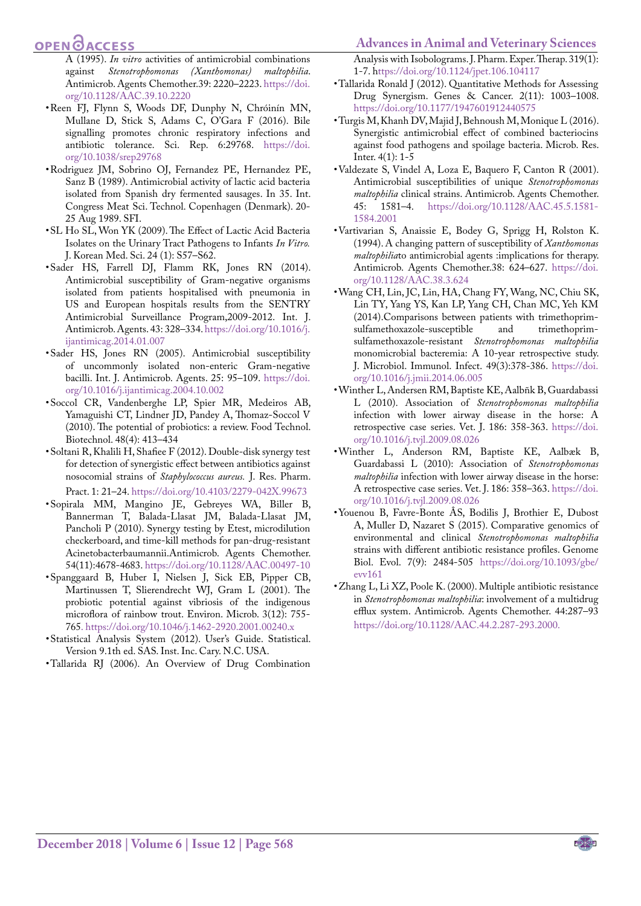A (1995). *In vitro* activities of antimicrobial combinations against *Stenotrophomonas (Xanthomonas) maltophilia*. Antimicrob. Agents Chemother.39: 2220–2223. https://doi.org/10.1128/AAC.39.10.2220

- Reen FJ, Flynn S, Woods DF, Dunphy N, Chróinín MN, Mullane D, Stick S, Adams C, O'Gara F (2016). Bile signalling promotes chronic respiratory infections and antibiotic tolerance. Sci. Rep. 6:29768. https://doi.org/10.1038/srep29768
- Rodriguez JM, Sobrino OJ, Fernandez PE, Hernandez PE, Sanz B (1989). Antimicrobial activity of lactic acid bacteria isolated from Spanish dry fermented sausages. In 35. Int. Congress Meat Sci. Technol. Copenhagen (Denmark). 20-25 Aug 1989. SFI.
- SL Ho SL, Won YK (2009). The Effect of Lactic Acid Bacteria Isolates on the Urinary Tract Pathogens to Infants *In Vitro.* J. Korean Med. Sci. 24 (1): S57–S62.
- Sader HS, Farrell DJ, Flamm RK, Jones RN (2014). Antimicrobial susceptibility of Gram-negative organisms isolated from patients hospitalised with pneumonia in US and European hospitals results from the SENTRY Antimicrobial Surveillance Program,2009-2012. Int. J. Antimicrob. Agents. 43: 328–334. https://doi.org/10.1016/j.ijantimicag.2014.01.007
- Sader HS, Jones RN (2005). Antimicrobial susceptibility of uncommonly isolated non-enteric Gram-negative bacilli. Int. J. Antimicrob. Agents. 25: 95–109. https://doi.org/10.1016/j.ijantimicag.2004.10.002
- Soccol CR, Vandenberghe LP, Spier MR, Medeiros AB, Yamaguishi CT, Lindner JD, Pandey A, Thomaz-Soccol V (2010). The potential of probiotics: a review. Food Technol. Biotechnol. 48(4): 413–434
- Soltani R, Khalili H, Shafiee F (2012). Double-disk synergy test for detection of synergistic effect between antibiotics against nosocomial strains of *Staphylococcus aureus.* J. Res. Pharm. Pract. 1: 21–24. https://doi.org/10.4103/2279-042X.99673
- Sopirala MM, Mangino JE, Gebreyes WA, Biller B, Bannerman T, Balada-Llasat JM, Balada-Llasat JM, Pancholi P (2010). Synergy testing by Etest, microdilution checkerboard, and time-kill methods for pan-drug-resistant Acinetobacterbaumannii.Antimicrob. Agents Chemother. 54(11):4678-4683. https://doi.org/10.1128/AAC.00497-10
- Spanggaard B, Huber I, Nielsen J, Sick EB, Pipper CB, Martinussen T, Slierendrecht WJ, Gram L (2001). The probiotic potential against vibriosis of the indigenous microflora of rainbow trout. Environ. Microb. 3(12): 755-765. https://doi.org/10.1046/j.1462-2920.2001.00240.x
- Statistical Analysis System (2012). User's Guide. Statistical. Version 9.1th ed. SAS. Inst. Inc. Cary. N.C. USA.
- Tallarida RJ (2006). An Overview of Drug Combination Analysis with Isobolograms. J. Pharm. Exper. Therap. 319(1): 1-7. https://doi.org/10.1124/jpet.106.104117
- Tallarida Ronald J (2012). Quantitative Methods for Assessing Drug Synergism. Genes & Cancer. 2(11): 1003–1008. https://doi.org/10.1177/1947601912440575
- Turgis M, Khanh DV, Majid J, Behnoush M, Monique L (2016). Synergistic antimicrobial effect of combined bacteriocins against food pathogens and spoilage bacteria. Microb. Res. Inter. 4(1): 1-5
- Valdezate S, Vindel A, Loza E, Baquero F, Canton R (2001). Antimicrobial susceptibilities of unique *Stenotrophomonas maltophilia* clinical strains. Antimicrob. Agents Chemother. 45: 1581–4. https://doi.org/10.1128/AAC.45.5.1581-1584.2001
- Vartivarian S, Anaissie E, Bodey G, Sprigg H, Rolston K. (1994). A changing pattern of susceptibility of *Xanthomonas maltophilia*to antimicrobial agents :implications for therapy. Antimicrob. Agents Chemother.38: 624–627. https://doi.org/10.1128/AAC.38.3.624
- Wang CH, Lin, JC, Lin, HA, Chang FY, Wang, NC, Chiu SK, Lin TY, Yang YS, Kan LP, Yang CH, Chan MC, Yeh KM (2014).Comparisons between patients with trimethoprim-sulfamethoxazole-susceptible and trimethoprim-sulfamethoxazole-resistant *Stenotrophomonas maltophilia* monomicrobial bacteremia: A 10-year retrospective study. J. Microbiol. Immunol. Infect. 49(3):378-386. https://doi.org/10.1016/j.jmii.2014.06.005
- Winther L, Andersen RM, Baptiste KE, Aalbñk B, Guardabassi L (2010). Association of *Stenotrophomonas maltophilia* infection with lower airway disease in the horse: A retrospective case series. Vet. J. 186: 358-363. https://doi.org/10.1016/j.tvjl.2009.08.026
- Winther L, Anderson RM, Baptiste KE, Aalbæk B, Guardabassi L (2010): Association of *Stenotrophomonas maltophilia* infection with lower airway disease in the horse: A retrospective case series. Vet. J. 186: 358–363. https://doi.org/10.1016/j.tvjl.2009.08.026
- Youenou B, Favre-Bonte ÂS, Bodilis J, Brothier E, Dubost A, Muller D, Nazaret S (2015). Comparative genomics of environmental and clinical *Stenotrophomonas maltophilia* strains with different antibiotic resistance profiles. Genome Biol. Evol. 7(9): 2484-505 https://doi.org/10.1093/gbe/evv161
- Zhang L, Li XZ, Poole K. (2000). Multiple antibiotic resistance in *Stenotrophomonas maltophilia*: involvement of a multidrug efflux system. Antimicrob. Agents Chemother. 44:287–93 https://doi.org/10.1128/AAC.44.2.287-293.2000.